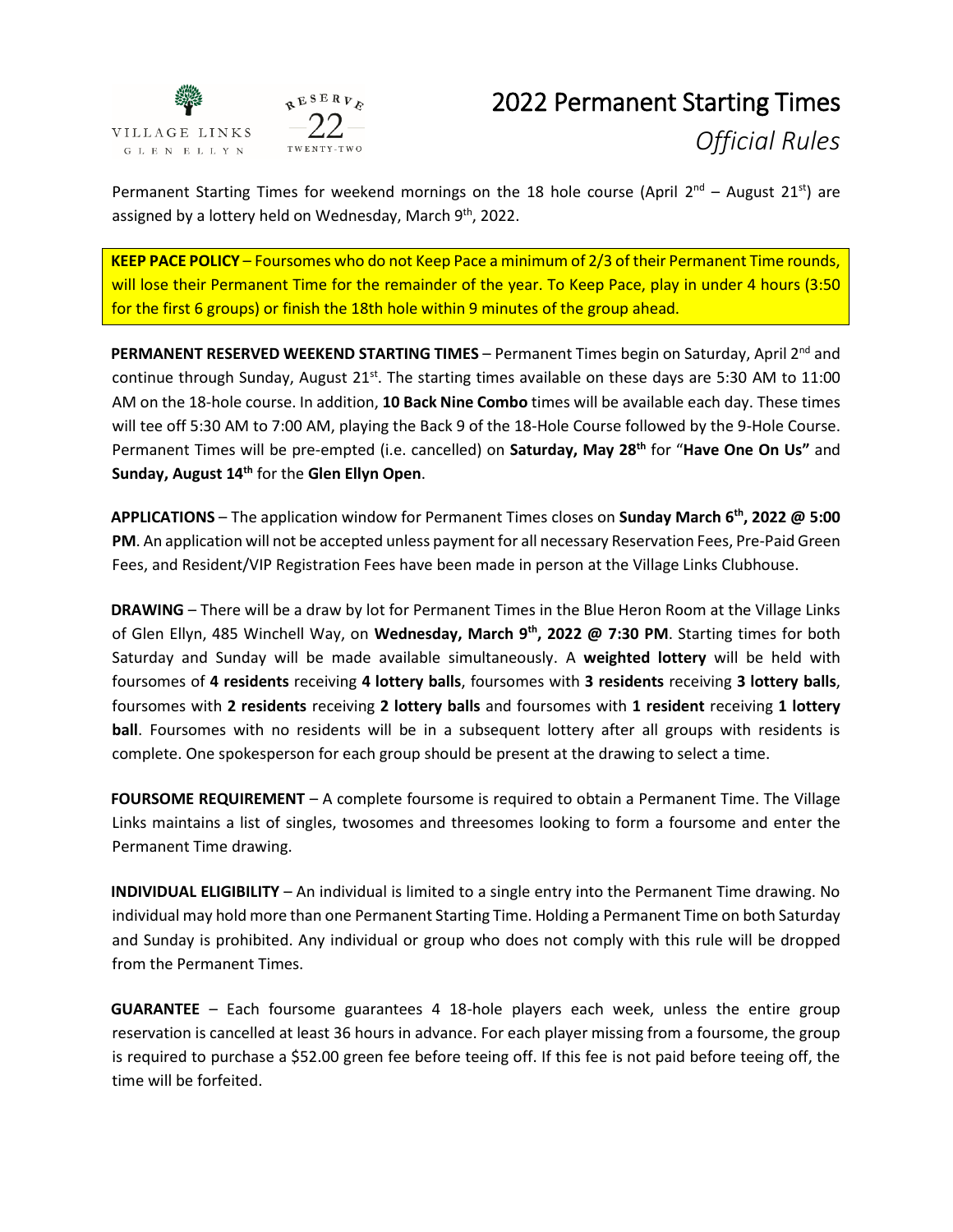VILLAGE LINKS GLEN ELLYN

RESERVE 22 TWENTY-TWO

# 2022 Permanent Starting Times

*Official Rules*

Permanent Starting Times for weekend mornings on the 18 hole course (April 2nd – August 21st) are assigned by a lottery held on Wednesday, March 9th, 2022.

**KEEP PACE POLICY** – Foursomes who do not Keep Pace a minimum of 2/3 of their Permanent Time rounds, will lose their Permanent Time for the remainder of the year. To Keep Pace, play in under 4 hours (3:50 for the first 6 groups) or finish the 18th hole within 9 minutes of the group ahead.

**PERMANENT RESERVED WEEKEND STARTING TIMES** – Permanent Times begin on Saturday, April 2nd and continue through Sunday, August 21st. The starting times available on these days are 5:30 AM to 11:00 AM on the 18-hole course. In addition, **10 Back Nine Combo** times will be available each day. These times will tee off 5:30 AM to 7:00 AM, playing the Back 9 of the 18-Hole Course followed by the 9-Hole Course. Permanent Times will be pre-empted (i.e. cancelled) on **Saturday, May 28th** for "**Have One On Us"** and **Sunday, August 14th** for the **Glen Ellyn Open**.

**APPLICATIONS** – The application window for Permanent Times closes on **Sunday March 6th, 2022 @ 5:00 PM**. An application will not be accepted unless payment for all necessary Reservation Fees, Pre-Paid Green Fees, and Resident/VIP Registration Fees have been made in person at the Village Links Clubhouse.

**DRAWING** – There will be a draw by lot for Permanent Times in the Blue Heron Room at the Village Links of Glen Ellyn, 485 Winchell Way, on **Wednesday, March 9th, 2022 @ 7:30 PM**. Starting times for both Saturday and Sunday will be made available simultaneously. A **weighted lottery** will be held with foursomes of **4 residents** receiving **4 lottery balls**, foursomes with **3 residents** receiving **3 lottery balls**, foursomes with **2 residents** receiving **2 lottery balls** and foursomes with **1 resident** receiving **1 lottery ball**. Foursomes with no residents will be in a subsequent lottery after all groups with residents is complete. One spokesperson for each group should be present at the drawing to select a time.

**FOURSOME REQUIREMENT** – A complete foursome is required to obtain a Permanent Time. The Village Links maintains a list of singles, twosomes and threesomes looking to form a foursome and enter the Permanent Time drawing.

**INDIVIDUAL ELIGIBILITY** – An individual is limited to a single entry into the Permanent Time drawing. No individual may hold more than one Permanent Starting Time. Holding a Permanent Time on both Saturday and Sunday is prohibited. Any individual or group who does not comply with this rule will be dropped from the Permanent Times.

**GUARANTEE** – Each foursome guarantees 4 18-hole players each week, unless the entire group reservation is cancelled at least 36 hours in advance. For each player missing from a foursome, the group is required to purchase a $52.00 green fee before teeing off. If this fee is not paid before teeing off, the time will be forfeited.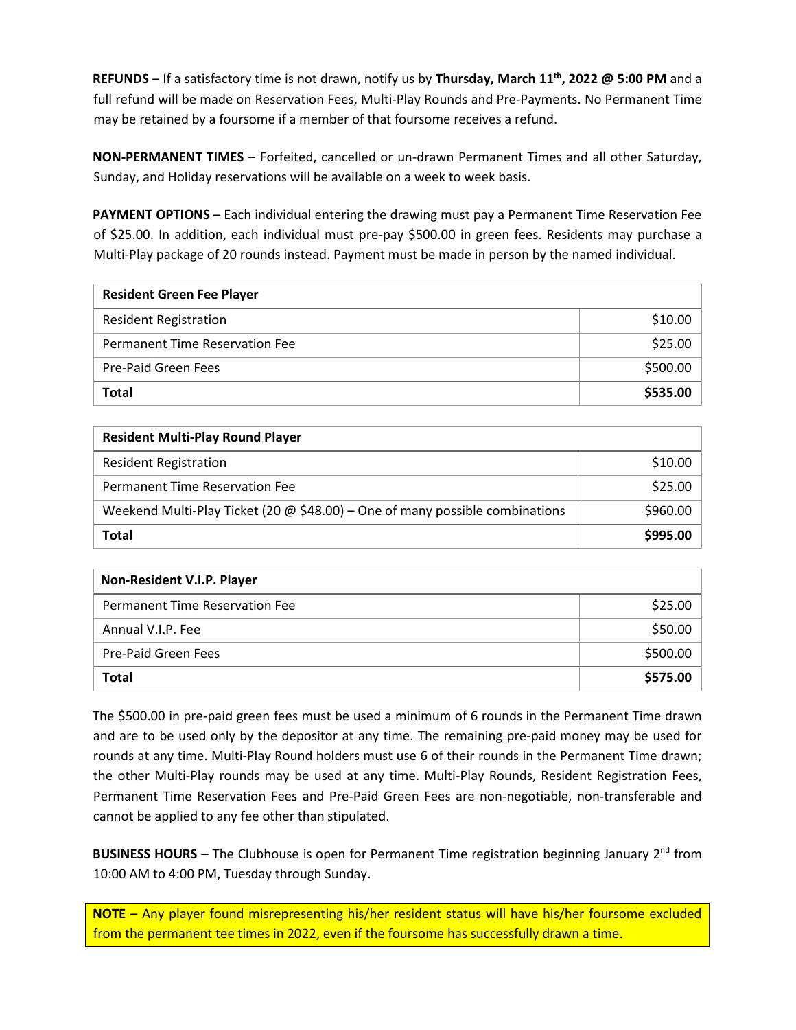**REFUNDS** – If a satisfactory time is not drawn, notify us by **Thursday, March 11th, 2022 @ 5:00 PM** and a full refund will be made on Reservation Fees, Multi-Play Rounds and Pre-Payments. No Permanent Time may be retained by a foursome if a member of that foursome receives a refund.

**NON-PERMANENT TIMES** – Forfeited, cancelled or un-drawn Permanent Times and all other Saturday, Sunday, and Holiday reservations will be available on a week to week basis.

**PAYMENT OPTIONS** – Each individual entering the drawing must pay a Permanent Time Reservation Fee of $25.00. In addition, each individual must pre-pay $500.00 in green fees. Residents may purchase a Multi-Play package of 20 rounds instead. Payment must be made in person by the named individual.

| **Resident Green Fee Player** | |
|---|---|
| Resident Registration | $10.00 |
| Permanent Time Reservation Fee | $25.00 |
| Pre-Paid Green Fees | $500.00 |
| **Total** | **$535.00** |

| **Resident Multi-Play Round Player** | |
|---|---|
| Resident Registration | $10.00 |
| Permanent Time Reservation Fee | $25.00 |
| Weekend Multi-Play Ticket (20 @ $48.00) – One of many possible combinations | $960.00 |
| **Total** | **$995.00** |

| **Non-Resident V.I.P. Player** | |
|---|---|
| Permanent Time Reservation Fee | $25.00 |
| Annual V.I.P. Fee | $50.00 |
| Pre-Paid Green Fees | $500.00 |
| **Total** | **$575.00** |

The $500.00 in pre-paid green fees must be used a minimum of 6 rounds in the Permanent Time drawn and are to be used only by the depositor at any time. The remaining pre-paid money may be used for rounds at any time. Multi-Play Round holders must use 6 of their rounds in the Permanent Time drawn; the other Multi-Play rounds may be used at any time. Multi-Play Rounds, Resident Registration Fees, Permanent Time Reservation Fees and Pre-Paid Green Fees are non-negotiable, non-transferable and cannot be applied to any fee other than stipulated.

**BUSINESS HOURS** – The Clubhouse is open for Permanent Time registration beginning January 2nd from 10:00 AM to 4:00 PM, Tuesday through Sunday.

**NOTE** – Any player found misrepresenting his/her resident status will have his/her foursome excluded from the permanent tee times in 2022, even if the foursome has successfully drawn a time.